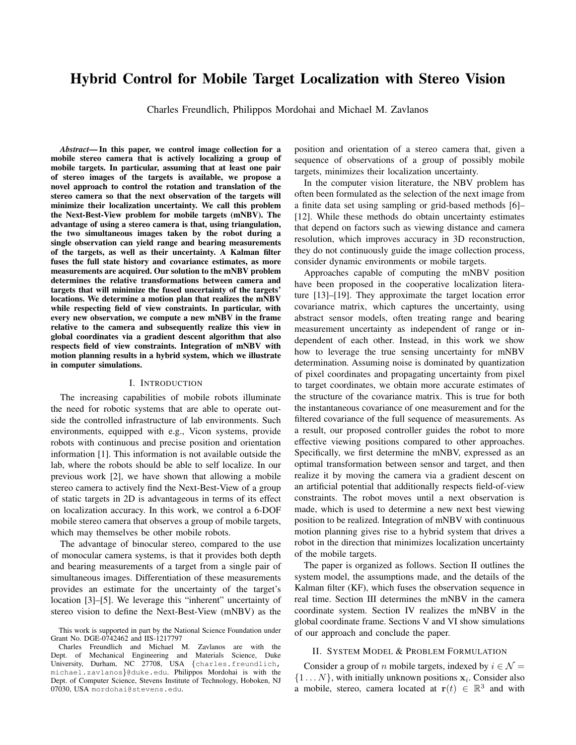# Hybrid Control for Mobile Target Localization with Stereo Vision

Charles Freundlich, Philippos Mordohai and Michael M. Zavlanos

***Abstract*— In this paper, we control image collection for a mobile stereo camera that is actively localizing a group of mobile targets. In particular, assuming that at least one pair of stereo images of the targets is available, we propose a novel approach to control the rotation and translation of the stereo camera so that the next observation of the targets will minimize their localization uncertainty. We call this problem the Next-Best-View problem for mobile targets (mNBV). The advantage of using a stereo camera is that, using triangulation, the two simultaneous images taken by the robot during a single observation can yield range and bearing measurements of the targets, as well as their uncertainty. A Kalman filter fuses the full state history and covariance estimates, as more measurements are acquired. Our solution to the mNBV problem determines the relative transformations between camera and targets that will minimize the fused uncertainty of the targets' locations. We determine a motion plan that realizes the mNBV while respecting field of view constraints. In particular, with every new observation, we compute a new mNBV in the frame relative to the camera and subsequently realize this view in global coordinates via a gradient descent algorithm that also respects field of view constraints. Integration of mNBV with motion planning results in a hybrid system, which we illustrate in computer simulations.**

## I. Introduction

The increasing capabilities of mobile robots illuminate the need for robotic systems that are able to operate outside the controlled infrastructure of lab environments. Such environments, equipped with e.g., Vicon systems, provide robots with continuous and precise position and orientation information [1]. This information is not available outside the lab, where the robots should be able to self localize. In our previous work [2], we have shown that allowing a mobile stereo camera to actively find the Next-Best-View of a group of static targets in 2D is advantageous in terms of its effect on localization accuracy. In this work, we control a 6-DOF mobile stereo camera that observes a group of mobile targets, which may themselves be other mobile robots.

The advantage of binocular stereo, compared to the use of monocular camera systems, is that it provides both depth and bearing measurements of a target from a single pair of simultaneous images. Differentiation of these measurements provides an estimate for the uncertainty of the target's location [3]–[5]. We leverage this "inherent" uncertainty of stereo vision to define the Next-Best-View (mNBV) as the position and orientation of a stereo camera that, given a sequence of observations of a group of possibly mobile targets, minimizes their localization uncertainty.

In the computer vision literature, the NBV problem has often been formulated as the selection of the next image from a finite data set using sampling or grid-based methods [6]–[12]. While these methods do obtain uncertainty estimates that depend on factors such as viewing distance and camera resolution, which improves accuracy in 3D reconstruction, they do not continuously guide the image collection process, consider dynamic environments or mobile targets.

Approaches capable of computing the mNBV position have been proposed in the cooperative localization literature [13]–[19]. They approximate the target location error covariance matrix, which captures the uncertainty, using abstract sensor models, often treating range and bearing measurement uncertainty as independent of range or independent of each other. Instead, in this work we show how to leverage the true sensing uncertainty for mNBV determination. Assuming noise is dominated by quantization of pixel coordinates and propagating uncertainty from pixel to target coordinates, we obtain more accurate estimates of the structure of the covariance matrix. This is true for both the instantaneous covariance of one measurement and for the filtered covariance of the full sequence of measurements. As a result, our proposed controller guides the robot to more effective viewing positions compared to other approaches. Specifically, we first determine the mNBV, expressed as an optimal transformation between sensor and target, and then realize it by moving the camera via a gradient descent on an artificial potential that additionally respects field-of-view constraints. The robot moves until a next observation is made, which is used to determine a new next best viewing position to be realized. Integration of mNBV with continuous motion planning gives rise to a hybrid system that drives a robot in the direction that minimizes localization uncertainty of the mobile targets.

The paper is organized as follows. Section II outlines the system model, the assumptions made, and the details of the Kalman filter (KF), which fuses the observation sequence in real time. Section III determines the mNBV in the camera coordinate system. Section IV realizes the mNBV in the global coordinate frame. Sections V and VI show simulations of our approach and conclude the paper.

## II. System Model & Problem Formulation

Consider a group of $n$ mobile targets, indexed by $i \in \mathcal{N} = \{1 \dots N\}$, with initially unknown positions $\mathbf{x}_i$. Consider also a mobile, stereo, camera located at $\mathbf{r}(t) \in \mathbb{R}^3$ and with

---

This work is supported in part by the National Science Foundation under Grant No. DGE-0742462 and IIS-1217797

Charles Freundlich and Michael M. Zavlanos are with the Dept. of Mechanical Engineering and Materials Science, Duke University, Durham, NC 27708, USA {charles.freundlich, michael.zavlanos}@duke.edu. Philippos Mordohai is with the Dept. of Computer Science, Stevens Institute of Technology, Hoboken, NJ 07030, USA mordohai@stevens.edu.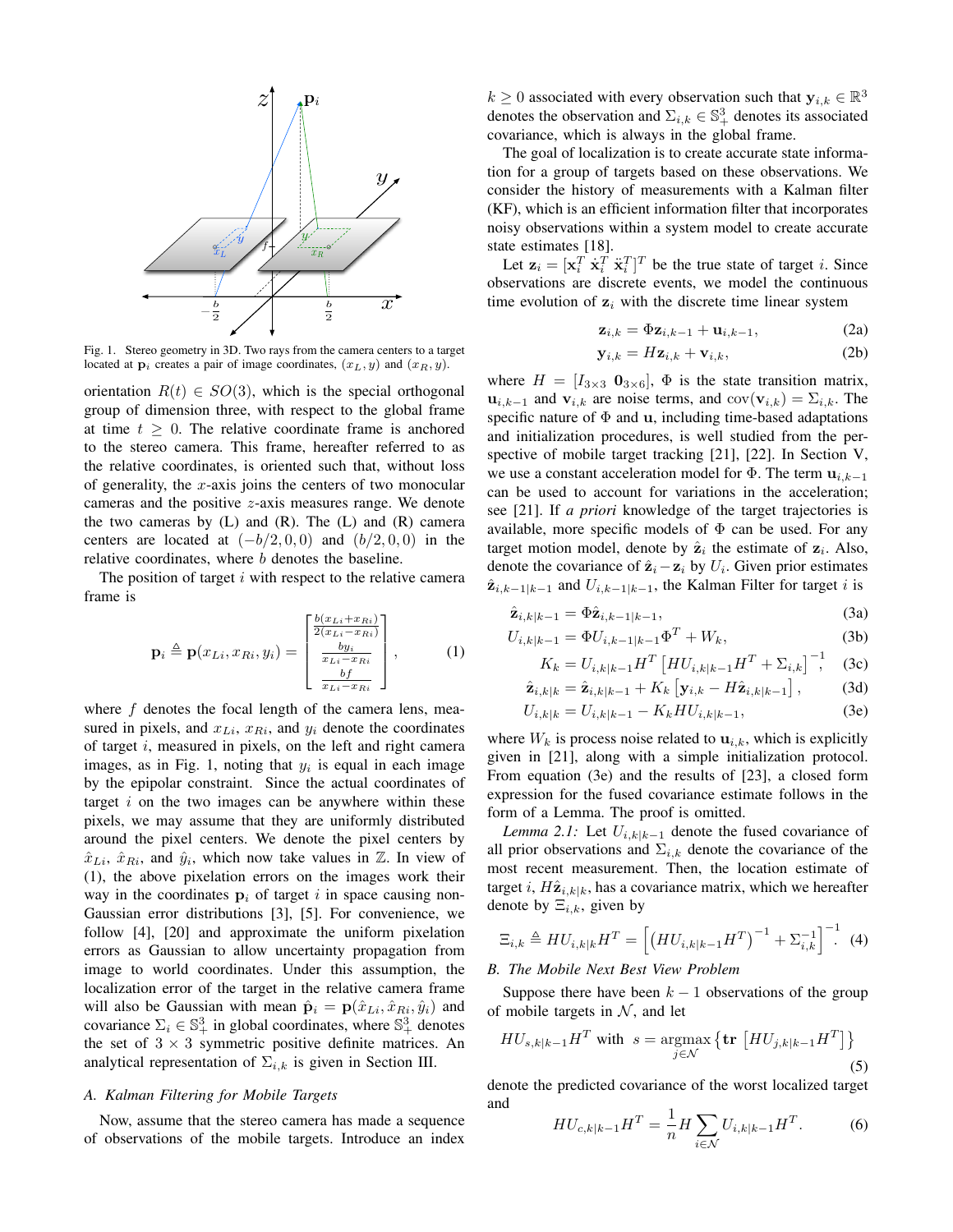Fig. 1. Stereo geometry in 3D. Two rays from the camera centers to a target located at $\mathbf{p}_i$ creates a pair of image coordinates, $(x_L, y)$ and $(x_R, y)$.

orientation $R(t) \in SO(3)$, which is the special orthogonal group of dimension three, with respect to the global frame at time $t \geq 0$. The relative coordinate frame is anchored to the stereo camera. This frame, hereafter referred to as the relative coordinates, is oriented such that, without loss of generality, the $x$-axis joins the centers of two monocular cameras and the positive $z$-axis measures range. We denote the two cameras by (L) and (R). The (L) and (R) camera centers are located at $(-b/2, 0, 0)$ and $(b/2, 0, 0)$ in the relative coordinates, where $b$ denotes the baseline.

The position of target $i$ with respect to the relative camera frame is

$$\mathbf{p}_i \triangleq \mathbf{p}(x_{Li}, x_{Ri}, y_i) = \begin{bmatrix} \frac{b(x_{Li}+x_{Ri})}{2(x_{Li}-x_{Ri})} \\ \frac{b y_i}{x_{Li}-x_{Ri}} \\ \frac{bf}{x_{Li}-x_{Ri}} \end{bmatrix}, \tag{1}$$

where $f$ denotes the focal length of the camera lens, measured in pixels, and $x_{Li}$, $x_{Ri}$, and $y_i$ denote the coordinates of target $i$, measured in pixels, on the left and right camera images, as in Fig. 1, noting that $y_i$ is equal in each image by the epipolar constraint. Since the actual coordinates of target $i$ on the two images can be anywhere within these pixels, we may assume that they are uniformly distributed around the pixel centers. We denote the pixel centers by $\hat{x}_{Li}$, $\hat{x}_{Ri}$, and $\hat{y}_i$, which now take values in $\mathbb{Z}$. In view of (1), the above pixelation errors on the images work their way in the coordinates $\mathbf{p}_i$ of target $i$ in space causing non-Gaussian error distributions [3], [5]. For convenience, we follow [4], [20] and approximate the uniform pixelation errors as Gaussian to allow uncertainty propagation from image to world coordinates. Under this assumption, the localization error of the target in the relative camera frame will also be Gaussian with mean $\hat{\mathbf{p}}_i = \mathbf{p}(\hat{x}_{Li}, \hat{x}_{Ri}, \hat{y}_i)$ and covariance $\Sigma_i \in \mathbb{S}^3_+$ in global coordinates, where $\mathbb{S}^3_+$ denotes the set of $3 \times 3$ symmetric positive definite matrices. An analytical representation of $\Sigma_{i,k}$ is given in Section III.

### A. Kalman Filtering for Mobile Targets

Now, assume that the stereo camera has made a sequence of observations of the mobile targets. Introduce an index $k \geq 0$ associated with every observation such that $\mathbf{y}_{i,k} \in \mathbb{R}^3$ denotes the observation and $\Sigma_{i,k} \in \mathbb{S}^3_+$ denotes its associated covariance, which is always in the global frame.

The goal of localization is to create accurate state information for a group of targets based on these observations. We consider the history of measurements with a Kalman filter (KF), which is an efficient information filter that incorporates noisy observations within a system model to create accurate state estimates [18].

Let $\mathbf{z}_i = [\mathbf{x}_i^T \; \dot{\mathbf{x}}_i^T \; \ddot{\mathbf{x}}_i^T]^T$ be the true state of target $i$. Since observations are discrete events, we model the continuous time evolution of $\mathbf{z}_i$ with the discrete time linear system

$$\mathbf{z}_{i,k} = \Phi \mathbf{z}_{i,k-1} + \mathbf{u}_{i,k-1}, \tag{2a}$$
$$\mathbf{y}_{i,k} = H \mathbf{z}_{i,k} + \mathbf{v}_{i,k}, \tag{2b}$$

where $H = [I_{3\times3} \; \mathbf{0}_{3\times6}]$, $\Phi$ is the state transition matrix, $\mathbf{u}_{i,k-1}$ and $\mathbf{v}_{i,k}$ are noise terms, and $\text{cov}(\mathbf{v}_{i,k}) = \Sigma_{i,k}$. The specific nature of $\Phi$ and $\mathbf{u}$, including time-based adaptations and initialization procedures, is well studied from the perspective of mobile target tracking [21], [22]. In Section V, we use a constant acceleration model for $\Phi$. The term $\mathbf{u}_{i,k-1}$ can be used to account for variations in the acceleration; see [21]. If *a priori* knowledge of the target trajectories is available, more specific models of $\Phi$ can be used. For any target motion model, denote by $\hat{\mathbf{z}}_i$ the estimate of $\mathbf{z}_i$. Also, denote the covariance of $\hat{\mathbf{z}}_i - \mathbf{z}_i$ by $U_i$. Given prior estimates $\hat{\mathbf{z}}_{i,k-1|k-1}$ and $U_{i,k-1|k-1}$, the Kalman Filter for target $i$ is

$$\hat{\mathbf{z}}_{i,k|k-1} = \Phi \hat{\mathbf{z}}_{i,k-1|k-1}, \tag{3a}$$
$$U_{i,k|k-1} = \Phi U_{i,k-1|k-1} \Phi^T + W_k, \tag{3b}$$
$$K_k = U_{i,k|k-1} H^T \left[ H U_{i,k|k-1} H^T + \Sigma_{i,k} \right]^{-1}, \tag{3c}$$
$$\hat{\mathbf{z}}_{i,k|k} = \hat{\mathbf{z}}_{i,k|k-1} + K_k \left[ \mathbf{y}_{i,k} - H \hat{\mathbf{z}}_{i,k|k-1} \right], \tag{3d}$$
$$U_{i,k|k} = U_{i,k|k-1} - K_k H U_{i,k|k-1}, \tag{3e}$$

where $W_k$ is process noise related to $\mathbf{u}_{i,k}$, which is explicitly given in [21], along with a simple initialization protocol. From equation (3e) and the results of [23], a closed form expression for the fused covariance estimate follows in the form of a Lemma. The proof is omitted.

*Lemma 2.1:* Let $U_{i,k|k-1}$ denote the fused covariance of all prior observations and $\Sigma_{i,k}$ denote the covariance of the most recent measurement. Then, the location estimate of target $i$, $H\hat{\mathbf{z}}_{i,k|k}$, has a covariance matrix, which we hereafter denote by $\Xi_{i,k}$, given by

$$\Xi_{i,k} \triangleq H U_{i,k|k} H^T = \left[ \left( H U_{i,k|k-1} H^T \right)^{-1} + \Sigma_{i,k}^{-1} \right]^{-1}. \tag{4}$$

### B. The Mobile Next Best View Problem

Suppose there have been $k-1$ observations of the group of mobile targets in $\mathcal{N}$, and let

$$H U_{s,k|k-1} H^T \text{ with } s = \underset{j \in \mathcal{N}}{\text{argmax}} \left\{ \textbf{tr} \left[ H U_{j,k|k-1} H^T \right] \right\} \tag{5}$$

denote the predicted covariance of the worst localized target and

$$H U_{c,k|k-1} H^T = \frac{1}{n} H \sum_{i \in \mathcal{N}} U_{i,k|k-1} H^T. \tag{6}$$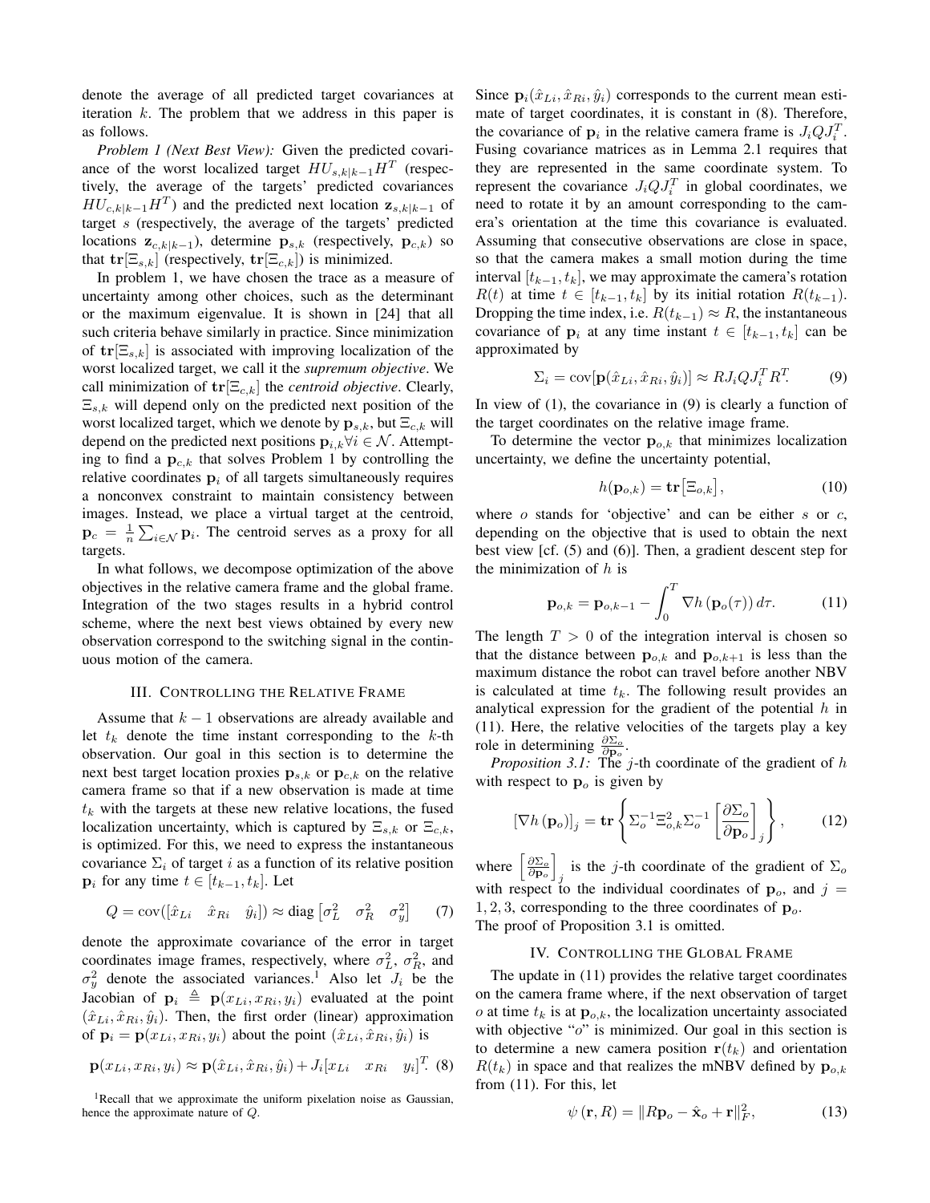denote the average of all predicted target covariances at iteration $k$. The problem that we address in this paper is as follows.

*Problem 1 (Next Best View):* Given the predicted covariance of the worst localized target $HU_{s,k|k-1}H^T$ (respectively, the average of the targets' predicted covariances $HU_{c,k|k-1}H^T$) and the predicted next location $\mathbf{z}_{s,k|k-1}$ of target $s$ (respectively, the average of the targets' predicted locations $\mathbf{z}_{c,k|k-1}$), determine $\mathbf{p}_{s,k}$ (respectively, $\mathbf{p}_{c,k}$) so that $\mathbf{tr}[\Xi_{s,k}]$ (respectively, $\mathbf{tr}[\Xi_{c,k}]$) is minimized.

In problem 1, we have chosen the trace as a measure of uncertainty among other choices, such as the determinant or the maximum eigenvalue. It is shown in the [24] that all such criteria behave similarly in practice. Since minimization of $\mathbf{tr}[\Xi_{s,k}]$ is associated with improving localization of the worst localized target, we call it the *supremum objective*. We call minimization of $\mathbf{tr}[\Xi_{c,k}]$ the *centroid objective*. Clearly, $\Xi_{s,k}$ will depend only on the predicted next position of the worst localized target, which we denote by $\mathbf{p}_{s,k}$, but $\Xi_{c,k}$ will depend on the predicted next positions $\mathbf{p}_{i,k} \forall i \in \mathcal{N}$. Attempting to find a $\mathbf{p}_{c,k}$ that solves Problem 1 by controlling the relative coordinates $\mathbf{p}_i$ of all targets simultaneously requires a nonconvex constraint to maintain consistency between images. Instead, we place a virtual target at the centroid, $\mathbf{p}_c = \frac{1}{n}\sum_{i \in \mathcal{N}} \mathbf{p}_i$. The centroid serves as a proxy for all targets.

In what follows, we decompose optimization of the above objectives in the relative camera frame and the global frame. Integration of the two stages results in a hybrid control scheme, where the next best views obtained by every new observation correspond to the switching signal in the continuous motion of the camera.

## III. Controlling the Relative Frame

Assume that $k-1$ observations are already available and let $t_k$ denote the time instant corresponding to the $k$-th observation. Our goal in this section is to determine the next best target location proxies $\mathbf{p}_{s,k}$ or $\mathbf{p}_{c,k}$ on the relative camera frame so that if a new observation is made at time $t_k$ with the targets at these new relative locations, the fused localization uncertainty, which is captured by $\Xi_{s,k}$ or $\Xi_{c,k}$, is optimized. For this, we need to express the instantaneous covariance $\Sigma_i$ of target $i$ as a function of its relative position $\mathbf{p}_i$ for any time $t \in [t_{k-1}, t_k]$. Let

$$Q = \text{cov}([\hat{x}_{Li} \quad \hat{x}_{Ri} \quad \hat{y}_i]) \approx \text{diag}\begin{bmatrix}\sigma_L^2 & \sigma_R^2 & \sigma_y^2\end{bmatrix} \tag{7}$$

denote the approximate covariance of the error in target coordinates image frames, respectively, where $\sigma_L^2$, $\sigma_R^2$, and $\sigma_y^2$ denote the associated variances.[1] Also let $J_i$ be the Jacobian of $\mathbf{p}_i \triangleq \mathbf{p}(x_{Li}, x_{Ri}, y_i)$ evaluated at the point $(\hat{x}_{Li}, \hat{x}_{Ri}, \hat{y}_i)$. Then, the first order (linear) approximation of $\mathbf{p}_i = \mathbf{p}(x_{Li}, x_{Ri}, y_i)$ about the point $(\hat{x}_{Li}, \hat{x}_{Ri}, \hat{y}_i)$ is

$$\mathbf{p}(x_{Li}, x_{Ri}, y_i) \approx \mathbf{p}(\hat{x}_{Li}, \hat{x}_{Ri}, \hat{y}_i) + J_i[x_{Li} \quad x_{Ri} \quad y_i]^T. \tag{8}$$

[1] Recall that we approximate the uniform pixelation noise as Gaussian, hence the approximate nature of $Q$.

Since $\mathbf{p}_i(\hat{x}_{Li}, \hat{x}_{Ri}, \hat{y}_i)$ corresponds to the current mean estimate of target coordinates, it is constant in (8). Therefore, the covariance of $\mathbf{p}_i$ in the relative camera frame is $J_i Q J_i^T$. Fusing covariance matrices as in Lemma 2.1 requires that they are represented in the same coordinate system. To represent the covariance $J_i Q J_i^T$ in global coordinates, we need to rotate it by an amount corresponding to the camera's orientation at the time this covariance is evaluated. Assuming that consecutive observations are close in space, so that the camera makes a small motion during the time interval $[t_{k-1}, t_k]$, we may approximate the camera's rotation $R(t)$ at time $t \in [t_{k-1}, t_k]$ by its initial rotation $R(t_{k-1})$. Dropping the time index, i.e. $R(t_{k-1}) \approx R$, the instantaneous covariance of $\mathbf{p}_i$ at any time instant $t \in [t_{k-1}, t_k]$ can be approximated by

$$\Sigma_i = \text{cov}[\mathbf{p}(\hat{x}_{Li}, \hat{x}_{Ri}, \hat{y}_i)] \approx R J_i Q J_i^T R^T. \tag{9}$$

In view of (1), the covariance in (9) is clearly a function of the target coordinates on the relative image frame.

To determine the vector $\mathbf{p}_{o,k}$ that minimizes localization uncertainty, we define the uncertainty potential,

$$h(\mathbf{p}_{o,k}) = \mathbf{tr}\big[\Xi_{o,k}\big], \tag{10}$$

where $o$ stands for 'objective' and can be either $s$ or $c$, depending on the objective that is used to obtain the next best view [cf. (5) and (6)]. Then, a gradient descent step for the minimization of $h$ is

$$\mathbf{p}_{o,k} = \mathbf{p}_{o,k-1} - \int_0^T \nabla h\left(\mathbf{p}_o(\tau)\right) d\tau. \tag{11}$$

The length $T > 0$ of the integration interval is chosen so that the distance between $\mathbf{p}_{o,k}$ and $\mathbf{p}_{o,k+1}$ is less than the maximum distance the robot can travel before another NBV is calculated at time $t_k$. The following result provides an analytical expression for the gradient of the potential $h$ in (11). Here, the relative velocities of the targets play a key role in determining $\frac{\partial \Sigma_o}{\partial \mathbf{p}_o}$.

*Proposition 3.1:* The $j$-th coordinate of the gradient of $h$ with respect to $\mathbf{p}_o$ is given by

$$\left[\nabla h\left(\mathbf{p}_o\right)\right]_j = \mathbf{tr}\left\{\Sigma_o^{-1}\Xi_{o,k}^2\Sigma_o^{-1}\left[\frac{\partial \Sigma_o}{\partial \mathbf{p}_o}\right]_j\right\}, \tag{12}$$

where $\left[\frac{\partial \Sigma_o}{\partial \mathbf{p}_o}\right]_j$ is the $j$-th coordinate of the gradient of $\Sigma_o$ with respect to the individual coordinates of $\mathbf{p}_o$, and $j = 1, 2, 3$, corresponding to the three coordinates of $\mathbf{p}_o$.

The proof of Proposition 3.1 is omitted.

## IV. Controlling the Global Frame

The update in (11) provides the relative target coordinates on the camera frame where, if the next observation of target $o$ at time $t_k$ is at $\mathbf{p}_{o,k}$, the localization uncertainty associated with objective "$o$" is minimized. Our goal in this section is to determine a new camera position $\mathbf{r}(t_k)$ and orientation $R(t_k)$ in space and that realizes the mNBV defined by $\mathbf{p}_{o,k}$ from (11). For this, let

$$\psi\left(\mathbf{r}, R\right) = \|R\mathbf{p}_o - \hat{\mathbf{x}}_o + \mathbf{r}\|_F^2, \tag{13}$$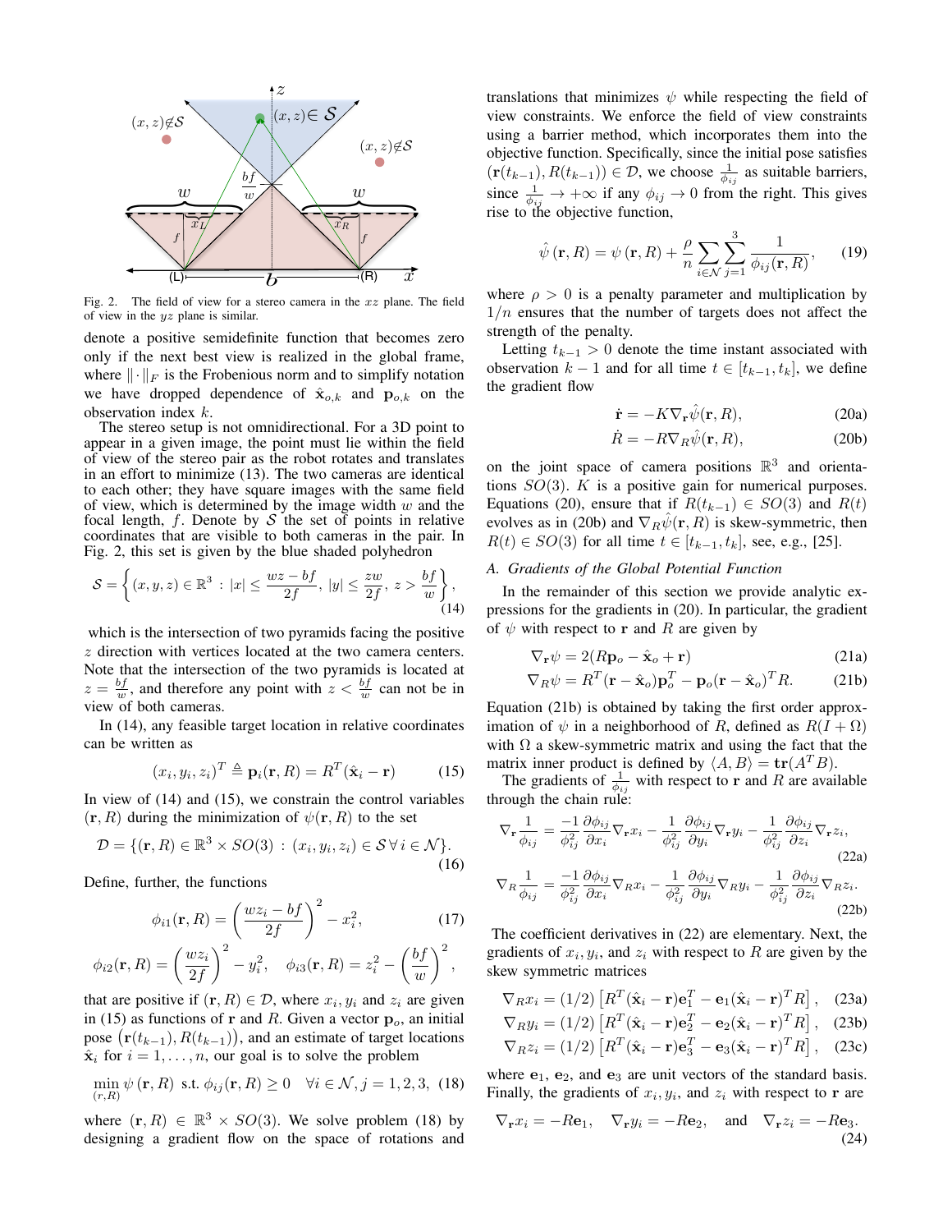Fig. 2. The field of view for a stereo camera in the $xz$ plane. The field of view in the $yz$ plane is similar.

denote a positive semidefinite function that becomes zero only if the next best view is realized in the global frame, where $\|\cdot\|_F$ is the Frobenious norm and to simplify notation we have dropped dependence of $\hat{\mathbf{x}}_{o,k}$ and $\mathbf{p}_{o,k}$ on the observation index $k$.

The stereo setup is not omnidirectional. For a 3D point to appear in a given image, the point must lie within the field of view of the stereo pair as the robot rotates and translates in an effort to minimize (13). The two cameras are identical to each other; they have square images with the same field of view, which is determined by the image width $w$ and the focal length, $f$. Denote by $\mathcal{S}$ the set of points in relative coordinates that are visible to both cameras in the pair. In Fig. 2, this set is given by the blue shaded polyhedron

$$\mathcal{S} = \left\{ (x,y,z) \in \mathbb{R}^3 \,:\, |x| \leq \frac{wz - bf}{2f},\ |y| \leq \frac{zw}{2f},\ z > \frac{bf}{w} \right\}, \tag{14}$$

which is the intersection of two pyramids facing the positive $z$ direction with vertices located at the two camera centers. Note that the intersection of the two pyramids is located at $z = \frac{bf}{w}$, and therefore any point with $z < \frac{bf}{w}$ can not be in view of both cameras.

In (14), any feasible target location in relative coordinates can be written as

$$(x_i, y_i, z_i)^T \triangleq \mathbf{p}_i(\mathbf{r}, R) = R^T(\hat{\mathbf{x}}_i - \mathbf{r}) \tag{15}$$

In view of (14) and (15), we constrain the control variables $(\mathbf{r}, R)$ during the minimization of $\psi(\mathbf{r}, R)$ to the set

$$\mathcal{D} = \{(\mathbf{r}, R) \in \mathbb{R}^3 \times SO(3) \,:\, (x_i, y_i, z_i) \in \mathcal{S}\, \forall\, i \in \mathcal{N}\}. \tag{16}$$

Define, further, the functions

$$\phi_{i1}(\mathbf{r}, R) = \left(\frac{wz_i - bf}{2f}\right)^2 - x_i^2, \tag{17}$$

$$\phi_{i2}(\mathbf{r}, R) = \left(\frac{wz_i}{2f}\right)^2 - y_i^2, \quad \phi_{i3}(\mathbf{r}, R) = z_i^2 - \left(\frac{bf}{w}\right)^2,$$

that are positive if $(\mathbf{r}, R) \in \mathcal{D}$, where $x_i, y_i$ and $z_i$ are given in (15) as functions of $\mathbf{r}$ and $R$. Given a vector $\mathbf{p}_o$, an initial pose $\big(\mathbf{r}(t_{k-1}), R(t_{k-1})\big)$, and an estimate of target locations $\hat{\mathbf{x}}_i$ for $i = 1, \ldots, n$, our goal is to solve the problem

$$\min_{(r,R)} \psi\left(\mathbf{r}, R\right) \text{ s.t. } \phi_{ij}(\mathbf{r}, R) \geq 0 \quad \forall i \in \mathcal{N}, j = 1, 2, 3, \tag{18}$$

where $(\mathbf{r}, R) \in \mathbb{R}^3 \times SO(3)$. We solve problem (18) by designing a gradient flow on the space of rotations and translations that minimizes $\psi$ while respecting the field of view constraints. We enforce the field of view constraints using a barrier method, which incorporates them into the objective function. Specifically, since the initial pose satisfies $(\mathbf{r}(t_{k-1}), R(t_{k-1})) \in \mathcal{D}$, we choose $\frac{1}{\phi_{ij}}$ as suitable barriers, since $\frac{1}{\phi_{ij}} \to +\infty$ if any $\phi_{ij} \to 0$ from the right. This gives rise to the objective function,

$$\hat{\psi}\left(\mathbf{r}, R\right) = \psi\left(\mathbf{r}, R\right) + \frac{\rho}{n} \sum_{i \in \mathcal{N}} \sum_{j=1}^{3} \frac{1}{\phi_{ij}(\mathbf{r}, R)}, \tag{19}$$

where $\rho > 0$ is a penalty parameter and multiplication by $1/n$ ensures that the number of targets does not affect the strength of the penalty.

Letting $t_{k-1} > 0$ denote the time instant associated with observation $k-1$ and for all time $t \in [t_{k-1}, t_k]$, we define the gradient flow

$$\dot{\mathbf{r}} = -K\nabla_{\mathbf{r}}\hat{\psi}(\mathbf{r}, R), \tag{20a}$$

$$\dot{R} = -R\nabla_R\hat{\psi}(\mathbf{r}, R), \tag{20b}$$

on the joint space of camera positions $\mathbb{R}^3$ and orientations $SO(3)$. $K$ is a positive gain for numerical purposes. Equations (20), ensure that if $R(t_{k-1}) \in SO(3)$ and $R(t)$ evolves as in (20b) and $\nabla_R\hat{\psi}(\mathbf{r}, R)$ is skew-symmetric, then $R(t) \in SO(3)$ for all time $t \in [t_{k-1}, t_k]$, see, e.g., [25].

### *A. Gradients of the Global Potential Function*

In the remainder of this section we provide analytic expressions for the gradients in (20). In particular, the gradient of $\psi$ with respect to $\mathbf{r}$ and $R$ are given by

$$\nabla_{\mathbf{r}}\psi = 2(R\mathbf{p}_o - \hat{\mathbf{x}}_o + \mathbf{r}) \tag{21a}$$

$$\nabla_R\psi = R^T(\mathbf{r} - \hat{\mathbf{x}}_o)\mathbf{p}_o^T - \mathbf{p}_o(\mathbf{r} - \hat{\mathbf{x}}_o)^T R. \tag{21b}$$

Equation (21b) is obtained by taking the first order approximation of $\psi$ in a neighborhood of $R$, defined as $R(I + \Omega)$ with $\Omega$ a skew-symmetric matrix and using the fact that the matrix inner product is defined by $\langle A, B \rangle = \mathbf{tr}(A^T B)$.

The gradients of $\frac{1}{\phi_{ij}}$ with respect to $\mathbf{r}$ and $R$ are available through the chain rule:

$$\nabla_{\mathbf{r}}\frac{1}{\phi_{ij}} = \frac{-1}{\phi_{ij}^2}\frac{\partial\phi_{ij}}{\partial x_i}\nabla_{\mathbf{r}}x_i - \frac{1}{\phi_{ij}^2}\frac{\partial\phi_{ij}}{\partial y_i}\nabla_{\mathbf{r}}y_i - \frac{1}{\phi_{ij}^2}\frac{\partial\phi_{ij}}{\partial z_i}\nabla_{\mathbf{r}}z_i, \tag{22a}$$

$$\nabla_R\frac{1}{\phi_{ij}} = \frac{-1}{\phi_{ij}^2}\frac{\partial\phi_{ij}}{\partial x_i}\nabla_R x_i - \frac{1}{\phi_{ij}^2}\frac{\partial\phi_{ij}}{\partial y_i}\nabla_R y_i - \frac{1}{\phi_{ij}^2}\frac{\partial\phi_{ij}}{\partial z_i}\nabla_R z_i. \tag{22b}$$

The coefficient derivatives in (22) are elementary. Next, the gradients of $x_i, y_i$, and $z_i$ with respect to $R$ are given by the skew symmetric matrices

$$\nabla_R x_i = (1/2)\left[R^T(\hat{\mathbf{x}}_i - \mathbf{r})\mathbf{e}_1^T - \mathbf{e}_1(\hat{\mathbf{x}}_i - \mathbf{r})^T R\right], \tag{23a}$$

$$\nabla_R y_i = (1/2)\left[R^T(\hat{\mathbf{x}}_i - \mathbf{r})\mathbf{e}_2^T - \mathbf{e}_2(\hat{\mathbf{x}}_i - \mathbf{r})^T R\right], \tag{23b}$$

$$\nabla_R z_i = (1/2)\left[R^T(\hat{\mathbf{x}}_i - \mathbf{r})\mathbf{e}_3^T - \mathbf{e}_3(\hat{\mathbf{x}}_i - \mathbf{r})^T R\right], \tag{23c}$$

where $\mathbf{e}_1$, $\mathbf{e}_2$, and $\mathbf{e}_3$ are unit vectors of the standard basis. Finally, the gradients of $x_i, y_i$, and $z_i$ with respect to $\mathbf{r}$ are

$$\nabla_{\mathbf{r}}x_i = -R\mathbf{e}_1, \quad \nabla_{\mathbf{r}}y_i = -R\mathbf{e}_2, \quad \text{and} \quad \nabla_{\mathbf{r}}z_i = -R\mathbf{e}_3. \tag{24}$$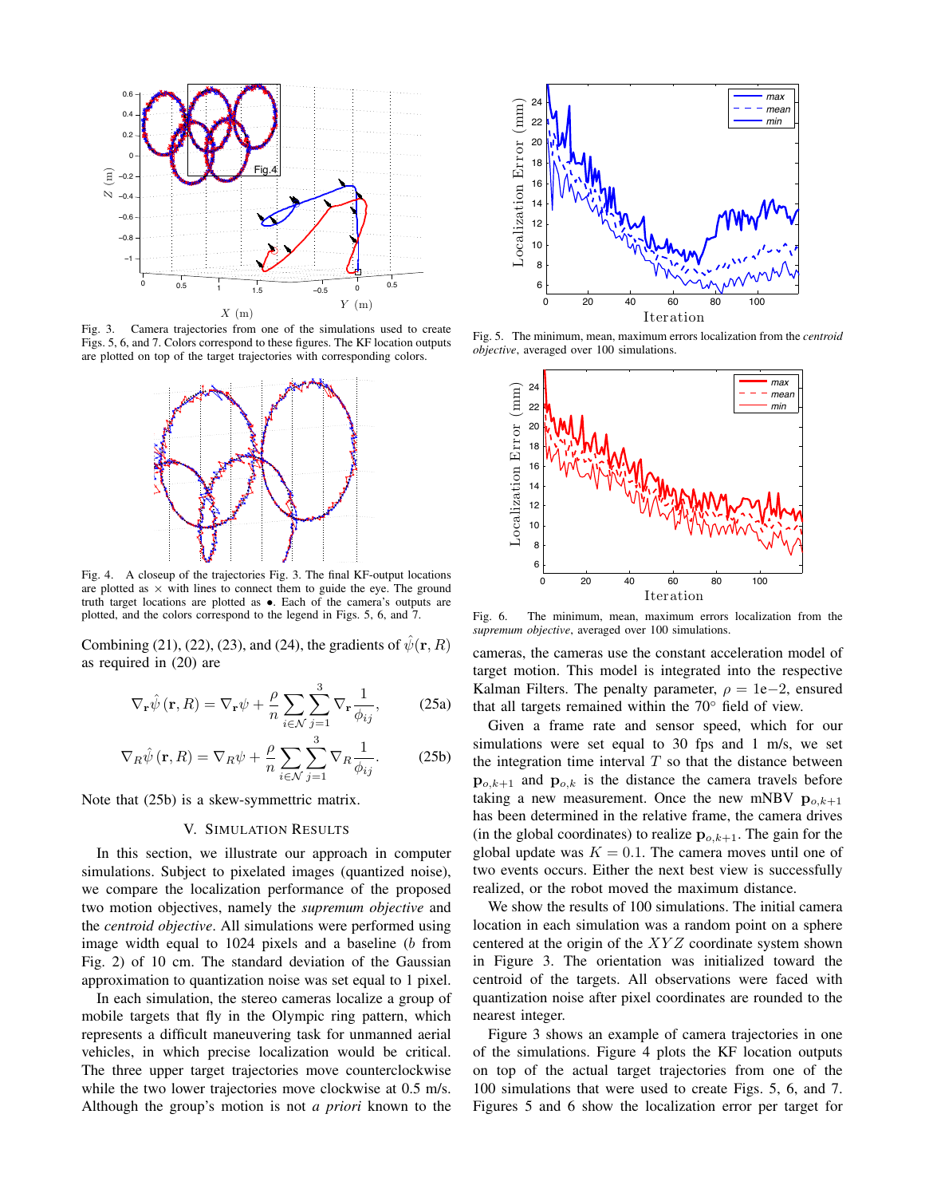Fig. 3. Camera trajectories from one of the simulations used to create Figs. 5, 6, and 7. Colors correspond to these figures. The KF location outputs are plotted on top of the target trajectories with corresponding colors.

Fig. 4. A closeup of the trajectories Fig. 3. The final KF-output locations are plotted as $\times$ with lines to connect them to guide the eye. The ground truth target locations are plotted as $\bullet$. Each of the camera's outputs are plotted, and the colors correspond to the legend in Figs. 5, 6, and 7.

Combining (21), (22), (23), and (24), the gradients of $\hat{\psi}(\mathbf{r}, R)$ as required in (20) are

$$\nabla_{\mathbf{r}} \hat{\psi}(\mathbf{r}, R) = \nabla_{\mathbf{r}} \psi + \frac{\rho}{n} \sum_{i \in \mathcal{N}} \sum_{j=1}^{3} \nabla_{\mathbf{r}} \frac{1}{\phi_{ij}}, \tag{25a}$$

$$\nabla_{R} \hat{\psi}(\mathbf{r}, R) = \nabla_{R} \psi + \frac{\rho}{n} \sum_{i \in \mathcal{N}} \sum_{j=1}^{3} \nabla_{R} \frac{1}{\phi_{ij}}. \tag{25b}$$

Note that (25b) is a skew-symmettric matrix.

## V. Simulation Results

In this section, we illustrate our approach in computer simulations. Subject to pixelated images (quantized noise), we compare the localization performance of the proposed two motion objectives, namely the *supremum objective* and the *centroid objective*. All simulations were performed using image width equal to 1024 pixels and a baseline ($b$ from Fig. 2) of 10 cm. The standard deviation of the Gaussian approximation to quantization noise was set equal to 1 pixel.

In each simulation, the stereo cameras localize a group of mobile targets that fly in the Olympic ring pattern, which represents a difficult maneuvering task for unmanned aerial vehicles, in which precise localization would be critical. The three upper target trajectories move counterclockwise while the two lower trajectories move clockwise at 0.5 m/s. Although the group's motion is not *a priori* known to the cameras, the cameras use the constant acceleration model of target motion. This model is integrated into the respective Kalman Filters. The penalty parameter, $\rho = 1\text{e}{-2}$, ensured that all targets remained within the $70°$ field of view.

Given a frame rate and sensor speed, which for our simulations were set equal to 30 fps and 1 m/s, we set the integration time interval $T$ so that the distance between $\mathbf{p}_{o,k+1}$ and $\mathbf{p}_{o,k}$ is the distance the camera travels before taking a new measurement. Once the new mNBV $\mathbf{p}_{o,k+1}$ has been determined in the relative frame, the camera drives (in the global coordinates) to realize $\mathbf{p}_{o,k+1}$. The gain for the global update was $K = 0.1$. The camera moves until one of two events occurs. Either the next best view is successfully realized, or the robot moved the maximum distance.

We show the results of 100 simulations. The initial camera location in each simulation was a random point on a sphere centered at the origin of the $XYZ$ coordinate system shown in Figure 3. The orientation was initialized toward the centroid of the targets. All observations were faced with quantization noise after pixel coordinates are rounded to the nearest integer.

Figure 3 shows an example of camera trajectories in one of the simulations. Figure 4 plots the KF location outputs on top of the actual target trajectories from one of the 100 simulations that were used to create Figs. 5, 6, and 7. Figures 5 and 6 show the localization error per target for

Fig. 5. The minimum, mean, maximum errors localization from the *centroid objective*, averaged over 100 simulations.

Fig. 6. The minimum, mean, maximum errors localization from the *supremum objective*, averaged over 100 simulations.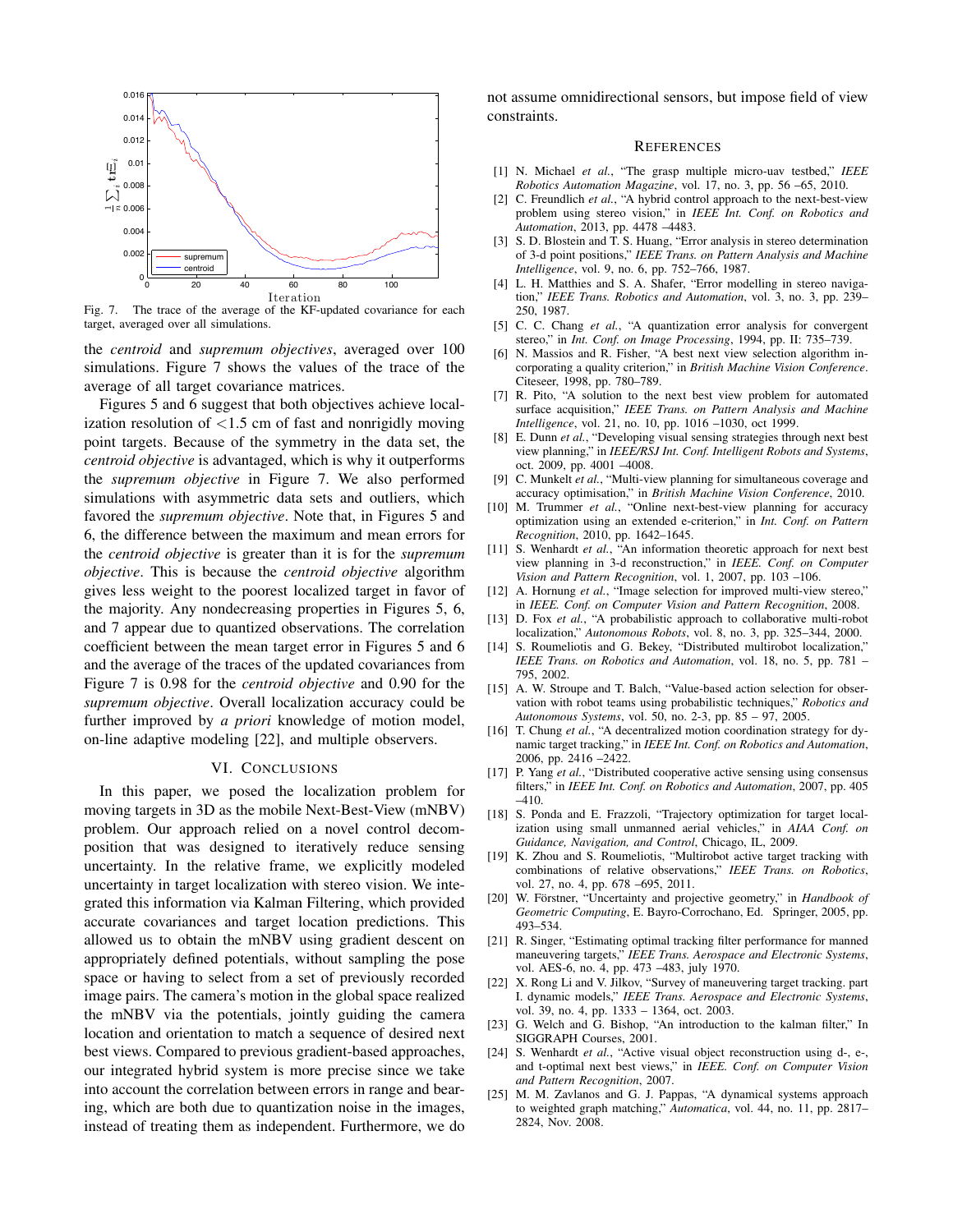0.016
0.014
0.012
0.01
0.008
0.006
0.004
0.002
0

$\frac{1}{n}\sum_i \mathrm{tr}\Xi_i$

0 20 40 60 80 100

Iteration

supremum
centroid

Fig. 7. The trace of the average of the KF-updated covariance for each target, averaged over all simulations.

the *centroid* and *supremum objectives*, averaged over 100 simulations. Figure 7 shows the values of the trace of the average of all target covariance matrices.

Figures 5 and 6 suggest that both objectives achieve localization resolution of <1.5 cm of fast and nonrigidly moving point targets. Because of the symmetry in the data set, the *centroid objective* is advantaged, which is why it outperforms the *supremum objective* in Figure 7. We also performed simulations with asymmetric data sets and outliers, which favored the *supremum objective*. Note that, in Figures 5 and 6, the difference between the maximum and mean errors for the *centroid objective* is greater than it is for the *supremum objective*. This is because the *centroid objective* algorithm gives less weight to the poorest localized target in favor of the majority. Any nondecreasing properties in Figures 5, 6, and 7 appear due to quantized observations. The correlation coefficient between the mean target error in Figures 5 and 6 and the average of the traces of the updated covariances from Figure 7 is 0.98 for the *centroid objective* and 0.90 for the *supremum objective*. Overall localization accuracy could be further improved by *a priori* knowledge of motion model, on-line adaptive modeling [22], and multiple observers.

## VI. Conclusions

In this paper, we posed the localization problem for moving targets in 3D as the mobile Next-Best-View (mNBV) problem. Our approach relied on a novel control decomposition that was designed to iteratively reduce sensing uncertainty. In the relative frame, we explicitly modeled uncertainty in target localization with stereo vision. We integrated this information via Kalman Filtering, which provided accurate covariances and target location predictions. This allowed us to obtain the mNBV using gradient descent on appropriately defined potentials, without sampling the pose space or having to select from a set of previously recorded image pairs. The camera's motion in the global space realized the mNBV via the potentials, jointly guiding the camera location and orientation to match a sequence of desired next best views. Compared to previous gradient-based approaches, our integrated hybrid system is more precise since we take into account the correlation between errors in range and bearing, which are both due to quantization noise in the images, instead of treating them as independent. Furthermore, we do not assume omnidirectional sensors, but impose field of view constraints.

## References

[1] N. Michael *et al.*, "The grasp multiple micro-uav testbed," *IEEE Robotics Automation Magazine*, vol. 17, no. 3, pp. 56 –65, 2010.

[2] C. Freundlich *et al.*, "A hybrid control approach to the next-best-view problem using stereo vision," in *IEEE Int. Conf. on Robotics and Automation*, 2013, pp. 4478 –4483.

[3] S. D. Blostein and T. S. Huang, "Error analysis in stereo determination of 3-d point positions," *IEEE Trans. on Pattern Analysis and Machine Intelligence*, vol. 9, no. 6, pp. 752–766, 1987.

[4] L. H. Matthies and S. A. Shafer, "Error modelling in stereo navigation," *IEEE Trans. Robotics and Automation*, vol. 3, no. 3, pp. 239–250, 1987.

[5] C. C. Chang *et al.*, "A quantization error analysis for convergent stereo," in *Int. Conf. on Image Processing*, 1994, pp. II: 735–739.

[6] N. Massios and R. Fisher, "A best next view selection algorithm incorporating a quality criterion," in *British Machine Vision Conference*. Citeseer, 1998, pp. 780–789.

[7] R. Pito, "A solution to the next best view problem for automated surface acquisition," *IEEE Trans. on Pattern Analysis and Machine Intelligence*, vol. 21, no. 10, pp. 1016 –1030, oct 1999.

[8] E. Dunn *et al.*, "Developing visual sensing strategies through next best view planning," in *IEEE/RSJ Int. Conf. Intelligent Robots and Systems*, oct. 2009, pp. 4001 –4008.

[9] C. Munkelt *et al.*, "Multi-view planning for simultaneous coverage and accuracy optimisation," in *British Machine Vision Conference*, 2010.

[10] M. Trummer *et al.*, "Online next-best-view planning for accuracy optimization using an extended e-criterion," in *Int. Conf. on Pattern Recognition*, 2010, pp. 1642–1645.

[11] S. Wenhardt *et al.*, "An information theoretic approach for next best view planning in 3-d reconstruction," in *IEEE. Conf. on Computer Vision and Pattern Recognition*, vol. 1, 2007, pp. 103 –106.

[12] A. Hornung *et al.*, "Image selection for improved multi-view stereo," in *IEEE. Conf. on Computer Vision and Pattern Recognition*, 2008.

[13] D. Fox *et al.*, "A probabilistic approach to collaborative multi-robot localization," *Autonomous Robots*, vol. 8, no. 3, pp. 325–344, 2000.

[14] S. Roumeliotis and G. Bekey, "Distributed multirobot localization," *IEEE Trans. on Robotics and Automation*, vol. 18, no. 5, pp. 781 – 795, 2002.

[15] A. W. Stroupe and T. Balch, "Value-based action selection for observation with robot teams using probabilistic techniques," *Robotics and Autonomous Systems*, vol. 50, no. 2-3, pp. 85 – 97, 2005.

[16] T. Chung *et al.*, "A decentralized motion coordination strategy for dynamic target tracking," in *IEEE Int. Conf. on Robotics and Automation*, 2006, pp. 2416 –2422.

[17] P. Yang *et al.*, "Distributed cooperative active sensing using consensus filters," in *IEEE Int. Conf. on Robotics and Automation*, 2007, pp. 405 –410.

[18] S. Ponda and E. Frazzoli, "Trajectory optimization for target localization using small unmanned aerial vehicles," in *AIAA Conf. on Guidance, Navigation, and Control*, Chicago, IL, 2009.

[19] K. Zhou and S. Roumeliotis, "Multirobot active target tracking with combinations of relative observations," *IEEE Trans. on Robotics*, vol. 27, no. 4, pp. 678 –695, 2011.

[20] W. Förstner, "Uncertainty and projective geometry," in *Handbook of Geometric Computing*, E. Bayro-Corrochano, Ed. Springer, 2005, pp. 493–534.

[21] R. Singer, "Estimating optimal tracking filter performance for manned maneuvering targets," *IEEE Trans. Aerospace and Electronic Systems*, vol. AES-6, no. 4, pp. 473 –483, july 1970.

[22] X. Rong Li and V. Jilkov, "Survey of maneuvering target tracking. part I. dynamic models," *IEEE Trans. Aerospace and Electronic Systems*, vol. 39, no. 4, pp. 1333 – 1364, oct. 2003.

[23] G. Welch and G. Bishop, "An introduction to the kalman filter," In SIGGRAPH Courses, 2001.

[24] S. Wenhardt *et al.*, "Active visual object reconstruction using d-, e-, and t-optimal next best views," in *IEEE. Conf. on Computer Vision and Pattern Recognition*, 2007.

[25] M. M. Zavlanos and G. J. Pappas, "A dynamical systems approach to weighted graph matching," *Automatica*, vol. 44, no. 11, pp. 2817–2824, Nov. 2008.